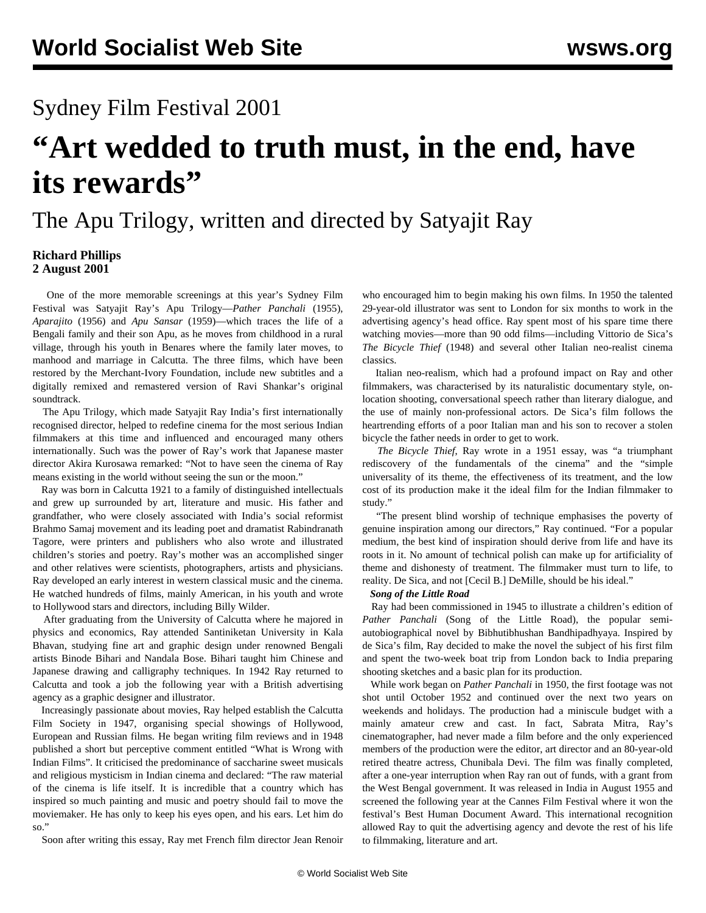Sydney Film Festival 2001

# "Art wedded to truth must, in the end, have its rewards"

## The Apu Trilogy, written and directed by Satyajit Ray

**Richard Phillips**
**2 August 2001**

One of the more memorable screenings at this year's Sydney Film Festival was Satyajit Ray's Apu Trilogy—*Pather Panchali* (1955), *Aparajito* (1956) and *Apu Sansar* (1959)—which traces the life of a Bengali family and their son Apu, as he moves from childhood in a rural village, through his youth in Benares where the family later moves, to manhood and marriage in Calcutta. The three films, which have been restored by the Merchant-Ivory Foundation, include new subtitles and a digitally remixed and remastered version of Ravi Shankar's original soundtrack.

The Apu Trilogy, which made Satyajit Ray India's first internationally recognised director, helped to redefine cinema for the most serious Indian filmmakers at this time and influenced and encouraged many others internationally. Such was the power of Ray's work that Japanese master director Akira Kurosawa remarked: "Not to have seen the cinema of Ray means existing in the world without seeing the sun or the moon."

Ray was born in Calcutta 1921 to a family of distinguished intellectuals and grew up surrounded by art, literature and music. His father and grandfather, who were closely associated with India's social reformist Brahmo Samaj movement and its leading poet and dramatist Rabindranath Tagore, were printers and publishers who also wrote and illustrated children's stories and poetry. Ray's mother was an accomplished singer and other relatives were scientists, photographers, artists and physicians. Ray developed an early interest in western classical music and the cinema. He watched hundreds of films, mainly American, in his youth and wrote to Hollywood stars and directors, including Billy Wilder.

After graduating from the University of Calcutta where he majored in physics and economics, Ray attended Santiniketan University in Kala Bhavan, studying fine art and graphic design under renowned Bengali artists Binode Bihari and Nandala Bose. Bihari taught him Chinese and Japanese drawing and calligraphy techniques. In 1942 Ray returned to Calcutta and took a job the following year with a British advertising agency as a graphic designer and illustrator.

Increasingly passionate about movies, Ray helped establish the Calcutta Film Society in 1947, organising special showings of Hollywood, European and Russian films. He began writing film reviews and in 1948 published a short but perceptive comment entitled "What is Wrong with Indian Films". It criticised the predominance of saccharine sweet musicals and religious mysticism in Indian cinema and declared: "The raw material of the cinema is life itself. It is incredible that a country which has inspired so much painting and music and poetry should fail to move the moviemaker. He has only to keep his eyes open, and his ears. Let him do so."

Soon after writing this essay, Ray met French film director Jean Renoir who encouraged him to begin making his own films. In 1950 the talented 29-year-old illustrator was sent to London for six months to work in the advertising agency's head office. Ray spent most of his spare time there watching movies—more than 90 odd films—including Vittorio de Sica's *The Bicycle Thief* (1948) and several other Italian neo-realist cinema classics.

Italian neo-realism, which had a profound impact on Ray and other filmmakers, was characterised by its naturalistic documentary style, on-location shooting, conversational speech rather than literary dialogue, and the use of mainly non-professional actors. De Sica's film follows the heartrending efforts of a poor Italian man and his son to recover a stolen bicycle the father needs in order to get to work.

*The Bicycle Thief*, Ray wrote in a 1951 essay, was "a triumphant rediscovery of the fundamentals of the cinema" and the "simple universality of its theme, the effectiveness of its treatment, and the low cost of its production make it the ideal film for the Indian filmmaker to study."

"The present blind worship of technique emphasises the poverty of genuine inspiration among our directors," Ray continued. "For a popular medium, the best kind of inspiration should derive from life and have its roots in it. No amount of technical polish can make up for artificiality of theme and dishonesty of treatment. The filmmaker must turn to life, to reality. De Sica, and not [Cecil B.] DeMille, should be his ideal."

***Song of the Little Road***

Ray had been commissioned in 1945 to illustrate a children's edition of *Pather Panchali* (Song of the Little Road), the popular semi-autobiographical novel by Bibhutibhushan Bandhipadhyaya. Inspired by de Sica's film, Ray decided to make the novel the subject of his first film and spent the two-week boat trip from London back to India preparing shooting sketches and a basic plan for its production.

While work began on *Pather Panchali* in 1950, the first footage was not shot until October 1952 and continued over the next two years on weekends and holidays. The production had a miniscule budget with a mainly amateur crew and cast. In fact, Sabrata Mitra, Ray's cinematographer, had never made a film before and the only experienced members of the production were the editor, art director and an 80-year-old retired theatre actress, Chunibala Devi. The film was finally completed, after a one-year interruption when Ray ran out of funds, with a grant from the West Bengal government. It was released in India in August 1955 and screened the following year at the Cannes Film Festival where it won the festival's Best Human Document Award. This international recognition allowed Ray to quit the advertising agency and devote the rest of his life to filmmaking, literature and art.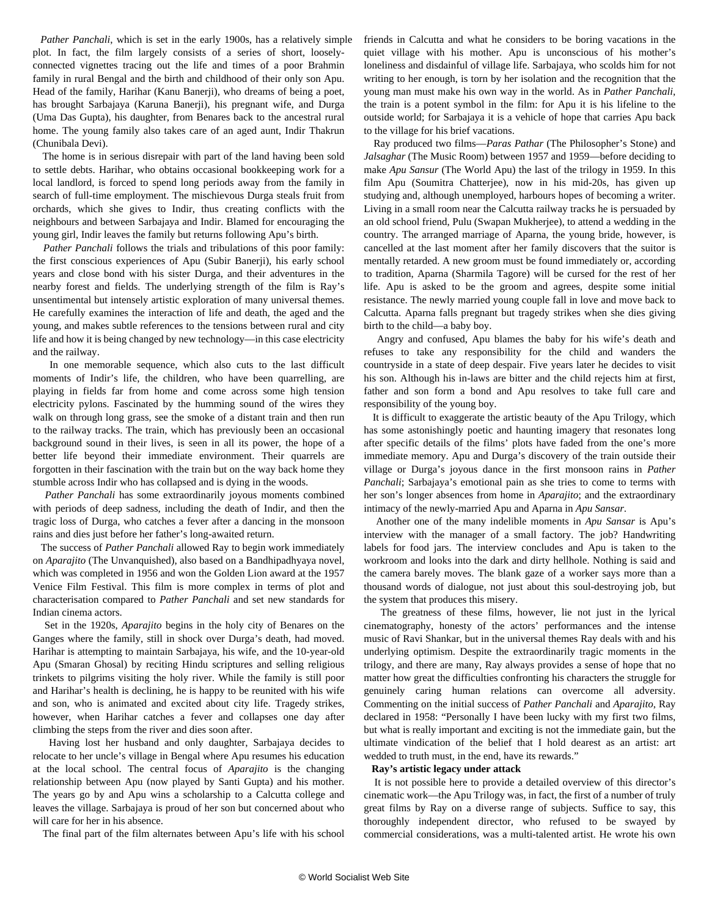*Pather Panchali*, which is set in the early 1900s, has a relatively simple plot. In fact, the film largely consists of a series of short, loosely-connected vignettes tracing out the life and times of a poor Brahmin family in rural Bengal and the birth and childhood of their only son Apu. Head of the family, Harihar (Kanu Banerji), who dreams of being a poet, has brought Sarbajaya (Karuna Banerji), his pregnant wife, and Durga (Uma Das Gupta), his daughter, from Benares back to the ancestral rural home. The young family also takes care of an aged aunt, Indir Thakrun (Chunibala Devi).

The home is in serious disrepair with part of the land having been sold to settle debts. Harihar, who obtains occasional bookkeeping work for a local landlord, is forced to spend long periods away from the family in search of full-time employment. The mischievous Durga steals fruit from orchards, which she gives to Indir, thus creating conflicts with the neighbours and between Sarbajaya and Indir. Blamed for encouraging the young girl, Indir leaves the family but returns following Apu's birth.

*Pather Panchali* follows the trials and tribulations of this poor family: the first conscious experiences of Apu (Subir Banerji), his early school years and close bond with his sister Durga, and their adventures in the nearby forest and fields. The underlying strength of the film is Ray's unsentimental but intensely artistic exploration of many universal themes. He carefully examines the interaction of life and death, the aged and the young, and makes subtle references to the tensions between rural and city life and how it is being changed by new technology—in this case electricity and the railway.

In one memorable sequence, which also cuts to the last difficult moments of Indir's life, the children, who have been quarrelling, are playing in fields far from home and come across some high tension electricity pylons. Fascinated by the humming sound of the wires they walk on through long grass, see the smoke of a distant train and then run to the railway tracks. The train, which has previously been an occasional background sound in their lives, is seen in all its power, the hope of a better life beyond their immediate environment. Their quarrels are forgotten in their fascination with the train but on the way back home they stumble across Indir who has collapsed and is dying in the woods.

*Pather Panchali* has some extraordinarily joyous moments combined with periods of deep sadness, including the death of Indir, and then the tragic loss of Durga, who catches a fever after a dancing in the monsoon rains and dies just before her father's long-awaited return.

The success of *Pather Panchali* allowed Ray to begin work immediately on *Aparajito* (The Unvanquished), also based on a Bandhipadhyaya novel, which was completed in 1956 and won the Golden Lion award at the 1957 Venice Film Festival. This film is more complex in terms of plot and characterisation compared to *Pather Panchali* and set new standards for Indian cinema actors.

Set in the 1920s, *Aparajito* begins in the holy city of Benares on the Ganges where the family, still in shock over Durga's death, had moved. Harihar is attempting to maintain Sarbajaya, his wife, and the 10-year-old Apu (Smaran Ghosal) by reciting Hindu scriptures and selling religious trinkets to pilgrims visiting the holy river. While the family is still poor and Harihar's health is declining, he is happy to be reunited with his wife and son, who is animated and excited about city life. Tragedy strikes, however, when Harihar catches a fever and collapses one day after climbing the steps from the river and dies soon after.

Having lost her husband and only daughter, Sarbajaya decides to relocate to her uncle's village in Bengal where Apu resumes his education at the local school. The central focus of *Aparajito* is the changing relationship between Apu (now played by Santi Gupta) and his mother. The years go by and Apu wins a scholarship to a Calcutta college and leaves the village. Sarbajaya is proud of her son but concerned about who will care for her in his absence.

The final part of the film alternates between Apu's life with his school friends in Calcutta and what he considers to be boring vacations in the quiet village with his mother. Apu is unconscious of his mother's loneliness and disdainful of village life. Sarbajaya, who scolds him for not writing to her enough, is torn by her isolation and the recognition that the young man must make his own way in the world. As in *Pather Panchali*, the train is a potent symbol in the film: for Apu it is his lifeline to the outside world; for Sarbajaya it is a vehicle of hope that carries Apu back to the village for his brief vacations.

Ray produced two films—*Paras Pathar* (The Philosopher's Stone) and *Jalsaghar* (The Music Room) between 1957 and 1959—before deciding to make *Apu Sansur* (The World Apu) the last of the trilogy in 1959. In this film Apu (Soumitra Chatterjee), now in his mid-20s, has given up studying and, although unemployed, harbours hopes of becoming a writer. Living in a small room near the Calcutta railway tracks he is persuaded by an old school friend, Pulu (Swapan Mukherjee), to attend a wedding in the country. The arranged marriage of Aparna, the young bride, however, is cancelled at the last moment after her family discovers that the suitor is mentally retarded. A new groom must be found immediately or, according to tradition, Aparna (Sharmila Tagore) will be cursed for the rest of her life. Apu is asked to be the groom and agrees, despite some initial resistance. The newly married young couple fall in love and move back to Calcutta. Aparna falls pregnant but tragedy strikes when she dies giving birth to the child—a baby boy.

Angry and confused, Apu blames the baby for his wife's death and refuses to take any responsibility for the child and wanders the countryside in a state of deep despair. Five years later he decides to visit his son. Although his in-laws are bitter and the child rejects him at first, father and son form a bond and Apu resolves to take full care and responsibility of the young boy.

It is difficult to exaggerate the artistic beauty of the Apu Trilogy, which has some astonishingly poetic and haunting imagery that resonates long after specific details of the films' plots have faded from the one's more immediate memory. Apu and Durga's discovery of the train outside their village or Durga's joyous dance in the first monsoon rains in *Pather Panchali*; Sarbajaya's emotional pain as she tries to come to terms with her son's longer absences from home in *Aparajito*; and the extraordinary intimacy of the newly-married Apu and Aparna in *Apu Sansar*.

Another one of the many indelible moments in *Apu Sansar* is Apu's interview with the manager of a small factory. The job? Handwriting labels for food jars. The interview concludes and Apu is taken to the workroom and looks into the dark and dirty hellhole. Nothing is said and the camera barely moves. The blank gaze of a worker says more than a thousand words of dialogue, not just about this soul-destroying job, but the system that produces this misery.

The greatness of these films, however, lie not just in the lyrical cinematography, honesty of the actors' performances and the intense music of Ravi Shankar, but in the universal themes Ray deals with and his underlying optimism. Despite the extraordinarily tragic moments in the trilogy, and there are many, Ray always provides a sense of hope that no matter how great the difficulties confronting his characters the struggle for genuinely caring human relations can overcome all adversity. Commenting on the initial success of *Pather Panchali* and *Aparajito*, Ray declared in 1958: "Personally I have been lucky with my first two films, but what is really important and exciting is not the immediate gain, but the ultimate vindication of the belief that I hold dearest as an artist: art wedded to truth must, in the end, have its rewards."

**Ray's artistic legacy under attack**

It is not possible here to provide a detailed overview of this director's cinematic work—the Apu Trilogy was, in fact, the first of a number of truly great films by Ray on a diverse range of subjects. Suffice to say, this thoroughly independent director, who refused to be swayed by commercial considerations, was a multi-talented artist. He wrote his own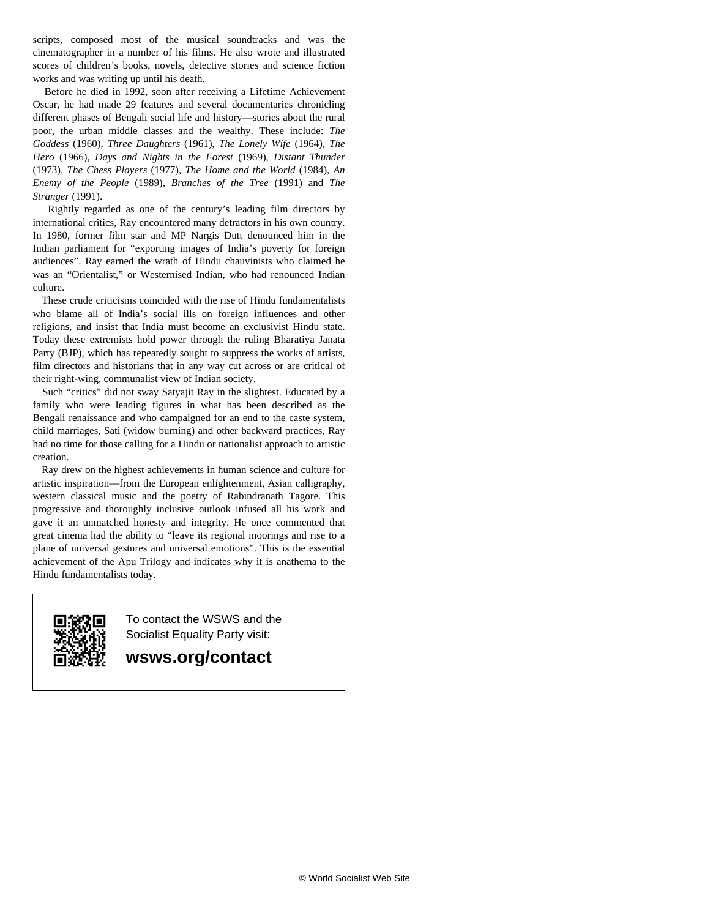scripts, composed most of the musical soundtracks and was the cinematographer in a number of his films. He also wrote and illustrated scores of children's books, novels, detective stories and science fiction works and was writing up until his death.

Before he died in 1992, soon after receiving a Lifetime Achievement Oscar, he had made 29 features and several documentaries chronicling different phases of Bengali social life and history—stories about the rural poor, the urban middle classes and the wealthy. These include: *The Goddess* (1960), *Three Daughters* (1961), *The Lonely Wife* (1964), *The Hero* (1966), *Days and Nights in the Forest* (1969), *Distant Thunder* (1973), *The Chess Players* (1977), *The Home and the World* (1984), *An Enemy of the People* (1989), *Branches of the Tree* (1991) and *The Stranger* (1991).

Rightly regarded as one of the century's leading film directors by international critics, Ray encountered many detractors in his own country. In 1980, former film star and MP Nargis Dutt denounced him in the Indian parliament for "exporting images of India's poverty for foreign audiences". Ray earned the wrath of Hindu chauvinists who claimed he was an "Orientalist," or Westernised Indian, who had renounced Indian culture.

These crude criticisms coincided with the rise of Hindu fundamentalists who blame all of India's social ills on foreign influences and other religions, and insist that India must become an exclusivist Hindu state. Today these extremists hold power through the ruling Bharatiya Janata Party (BJP), which has repeatedly sought to suppress the works of artists, film directors and historians that in any way cut across or are critical of their right-wing, communalist view of Indian society.

Such "critics" did not sway Satyajit Ray in the slightest. Educated by a family who were leading figures in what has been described as the Bengali renaissance and who campaigned for an end to the caste system, child marriages, Sati (widow burning) and other backward practices, Ray had no time for those calling for a Hindu or nationalist approach to artistic creation.

Ray drew on the highest achievements in human science and culture for artistic inspiration—from the European enlightenment, Asian calligraphy, western classical music and the poetry of Rabindranath Tagore. This progressive and thoroughly inclusive outlook infused all his work and gave it an unmatched honesty and integrity. He once commented that great cinema had the ability to "leave its regional moorings and rise to a plane of universal gestures and universal emotions". This is the essential achievement of the Apu Trilogy and indicates why it is anathema to the Hindu fundamentalists today.

To contact the WSWS and the Socialist Equality Party visit:

**wsws.org/contact**